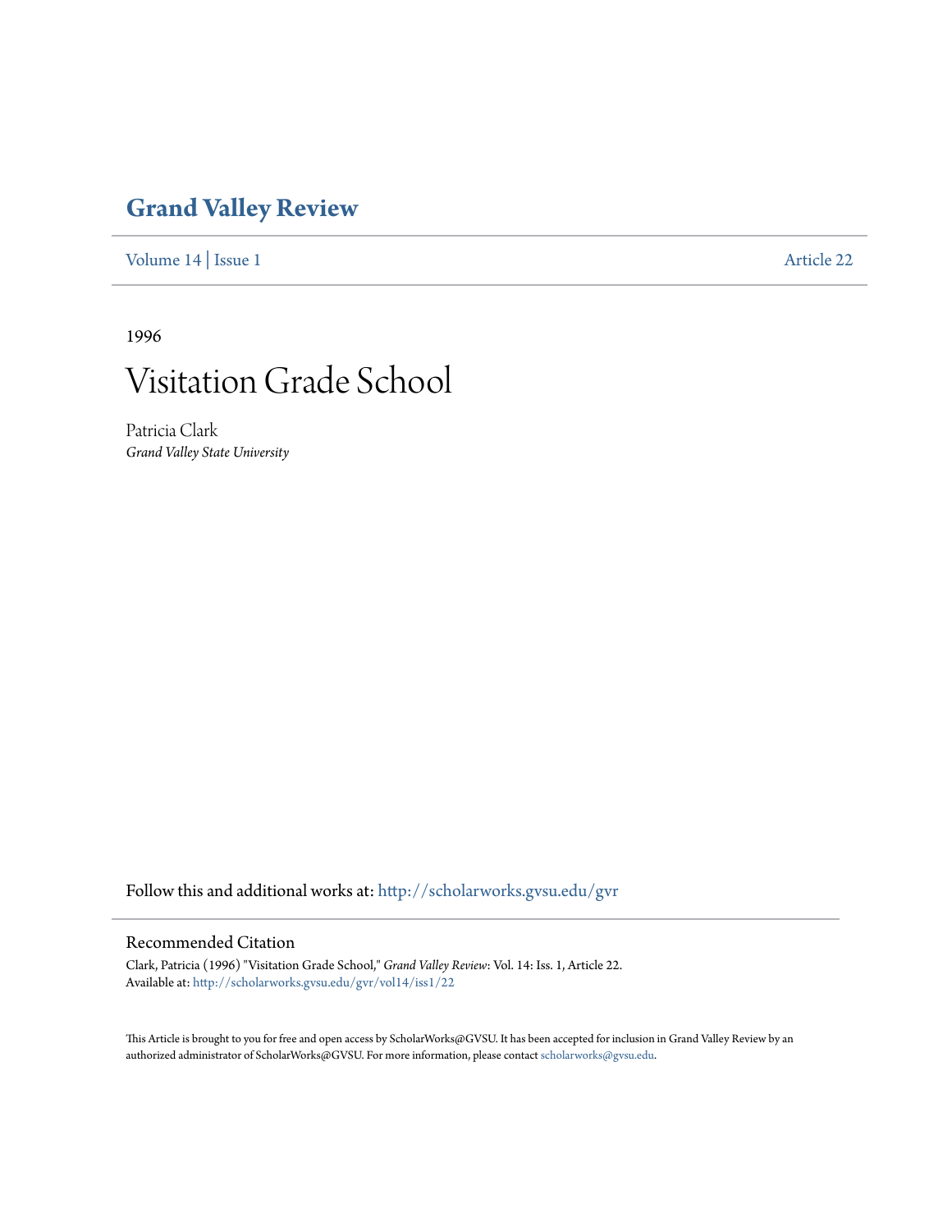# Grand Valley Review

Volume 14 | Issue 1 Article 22

1996

# Visitation Grade School

Patricia Clark
*Grand Valley State University*

Follow this and additional works at: http://scholarworks.gvsu.edu/gvr

## Recommended Citation

Clark, Patricia (1996) "Visitation Grade School," *Grand Valley Review*: Vol. 14: Iss. 1, Article 22.
Available at: http://scholarworks.gvsu.edu/gvr/vol14/iss1/22

This Article is brought to you for free and open access by ScholarWorks@GVSU. It has been accepted for inclusion in Grand Valley Review by an authorized administrator of ScholarWorks@GVSU. For more information, please contact scholarworks@gvsu.edu.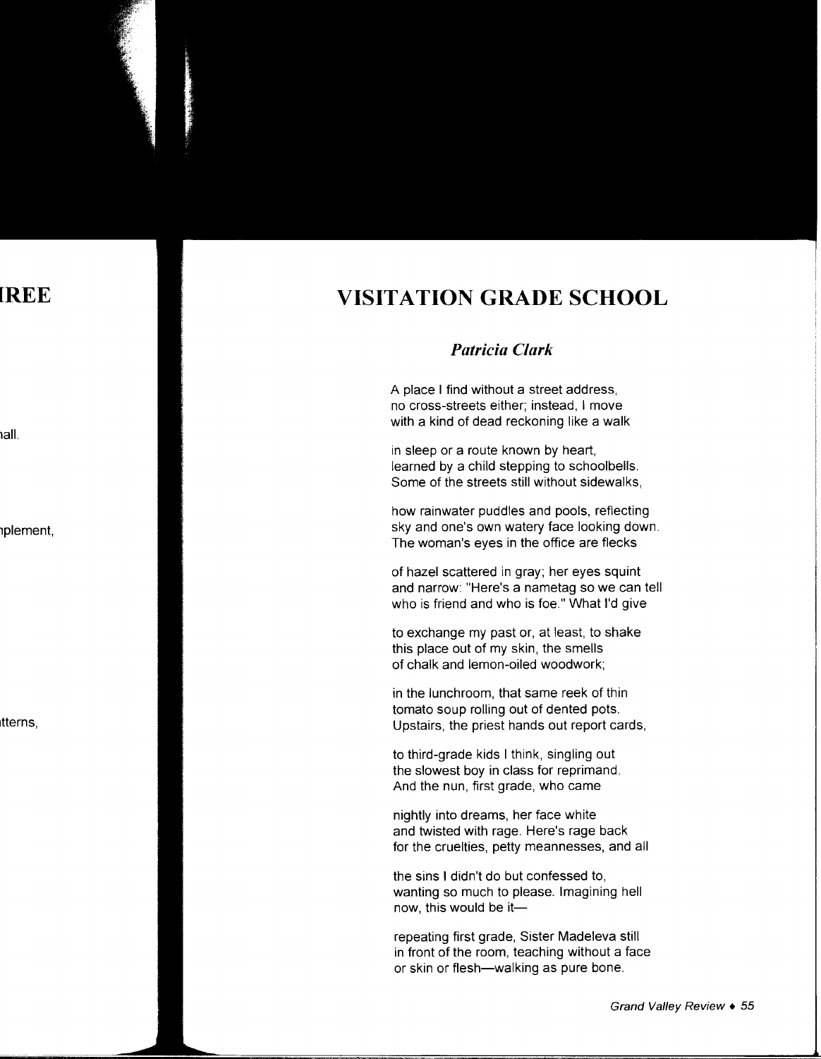# VISITATION GRADE SCHOOL

## *Patricia Clark*

A place I find without a street address,
no cross-streets either; instead, I move
with a kind of dead reckoning like a walk

in sleep or a route known by heart,
learned by a child stepping to schoolbells.
Some of the streets still without sidewalks,

how rainwater puddles and pools, reflecting
sky and one's own watery face looking down.
The woman's eyes in the office are flecks

of hazel scattered in gray; her eyes squint
and narrow: "Here's a nametag so we can tell
who is friend and who is foe." What I'd give

to exchange my past or, at least, to shake
this place out of my skin, the smells
of chalk and lemon-oiled woodwork;

in the lunchroom, that same reek of thin
tomato soup rolling out of dented pots.
Upstairs, the priest hands out report cards,

to third-grade kids I think, singling out
the slowest boy in class for reprimand.
And the nun, first grade, who came

nightly into dreams, her face white
and twisted with rage. Here's rage back
for the cruelties, petty meannesses, and all

the sins I didn't do but confessed to,
wanting so much to please. Imagining hell
now, this would be it—

repeating first grade, Sister Madeleva still
in front of the room, teaching without a face
or skin or flesh—walking as pure bone.